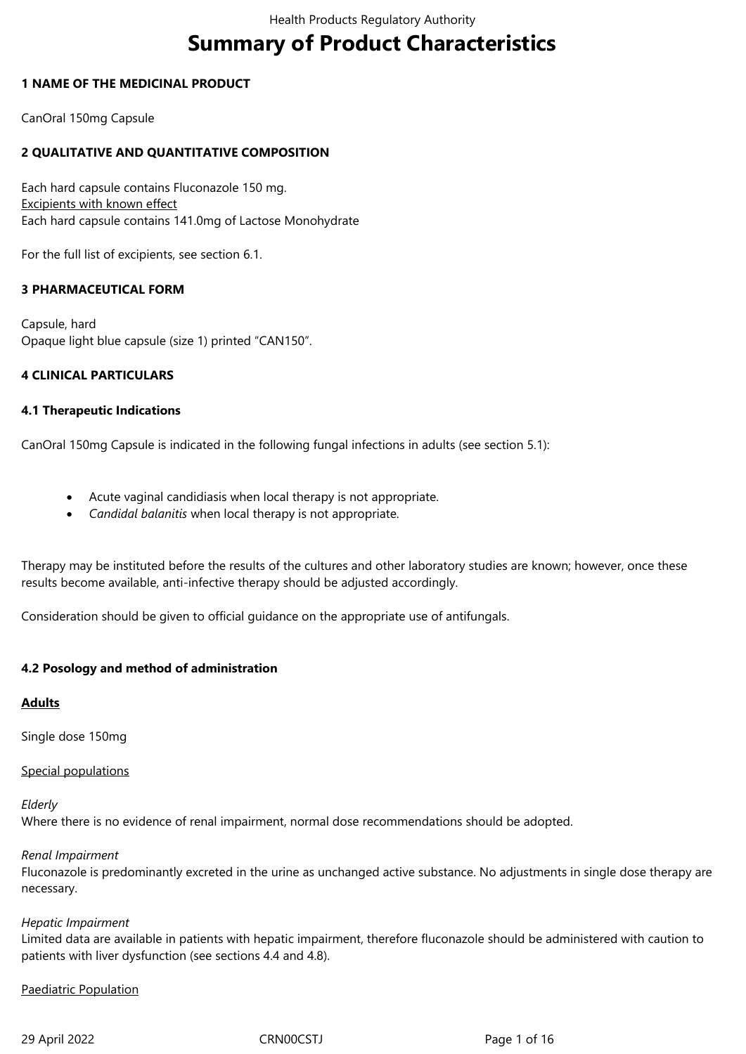# Summary of Product Characteristics

## 1 NAME OF THE MEDICINAL PRODUCT

CanOral 150mg Capsule

## 2 QUALITATIVE AND QUANTITATIVE COMPOSITION

Each hard capsule contains Fluconazole 150 mg.
Excipients with known effect
Each hard capsule contains 141.0mg of Lactose Monohydrate

For the full list of excipients, see section 6.1.

## 3 PHARMACEUTICAL FORM

Capsule, hard
Opaque light blue capsule (size 1) printed "CAN150".

## 4 CLINICAL PARTICULARS

### 4.1 Therapeutic Indications

CanOral 150mg Capsule is indicated in the following fungal infections in adults (see section 5.1):

- Acute vaginal candidiasis when local therapy is not appropriate.
- *Candidal balanitis* when local therapy is not appropriate.

Therapy may be instituted before the results of the cultures and other laboratory studies are known; however, once these results become available, anti-infective therapy should be adjusted accordingly.

Consideration should be given to official guidance on the appropriate use of antifungals.

### 4.2 Posology and method of administration

**Adults**

Single dose 150mg

Special populations

*Elderly*
Where there is no evidence of renal impairment, normal dose recommendations should be adopted.

*Renal Impairment*
Fluconazole is predominantly excreted in the urine as unchanged active substance. No adjustments in single dose therapy are necessary.

*Hepatic Impairment*
Limited data are available in patients with hepatic impairment, therefore fluconazole should be administered with caution to patients with liver dysfunction (see sections 4.4 and 4.8).

Paediatric Population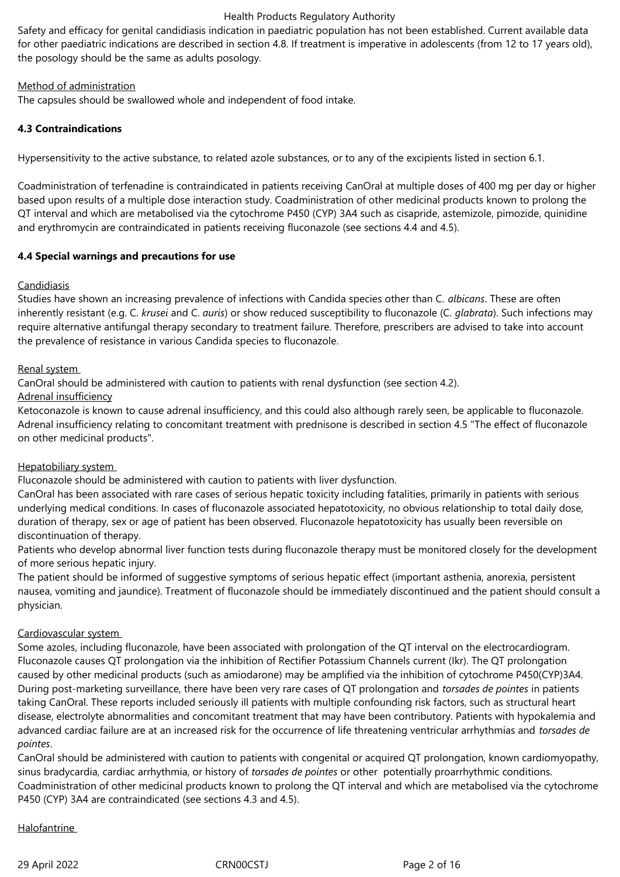Safety and efficacy for genital candidiasis indication in paediatric population has not been established. Current available data for other paediatric indications are described in section 4.8. If treatment is imperative in adolescents (from 12 to 17 years old), the posology should be the same as adults posology.

Method of administration

The capsules should be swallowed whole and independent of food intake.

**4.3 Contraindications**

Hypersensitivity to the active substance, to related azole substances, or to any of the excipients listed in section 6.1.

Coadministration of terfenadine is contraindicated in patients receiving CanOral at multiple doses of 400 mg per day or higher based upon results of a multiple dose interaction study. Coadministration of other medicinal products known to prolong the QT interval and which are metabolised via the cytochrome P450 (CYP) 3A4 such as cisapride, astemizole, pimozide, quinidine and erythromycin are contraindicated in patients receiving fluconazole (see sections 4.4 and 4.5).

**4.4 Special warnings and precautions for use**

Candidiasis

Studies have shown an increasing prevalence of infections with Candida species other than C. *albicans*. These are often inherently resistant (e.g. C. *krusei* and C. *auris*) or show reduced susceptibility to fluconazole (C. *glabrata*). Such infections may require alternative antifungal therapy secondary to treatment failure. Therefore, prescribers are advised to take into account the prevalence of resistance in various Candida species to fluconazole.

Renal system

CanOral should be administered with caution to patients with renal dysfunction (see section 4.2).

Adrenal insufficiency

Ketoconazole is known to cause adrenal insufficiency, and this could also although rarely seen, be applicable to fluconazole. Adrenal insufficiency relating to concomitant treatment with prednisone is described in section 4.5 "The effect of fluconazole on other medicinal products".

Hepatobiliary system

Fluconazole should be administered with caution to patients with liver dysfunction.

CanOral has been associated with rare cases of serious hepatic toxicity including fatalities, primarily in patients with serious underlying medical conditions. In cases of fluconazole associated hepatotoxicity, no obvious relationship to total daily dose, duration of therapy, sex or age of patient has been observed. Fluconazole hepatotoxicity has usually been reversible on discontinuation of therapy.

Patients who develop abnormal liver function tests during fluconazole therapy must be monitored closely for the development of more serious hepatic injury.

The patient should be informed of suggestive symptoms of serious hepatic effect (important asthenia, anorexia, persistent nausea, vomiting and jaundice). Treatment of fluconazole should be immediately discontinued and the patient should consult a physician.

Cardiovascular system

Some azoles, including fluconazole, have been associated with prolongation of the QT interval on the electrocardiogram. Fluconazole causes QT prolongation via the inhibition of Rectifier Potassium Channels current (Ikr). The QT prolongation caused by other medicinal products (such as amiodarone) may be amplified via the inhibition of cytochrome P450(CYP)3A4. During post-marketing surveillance, there have been very rare cases of QT prolongation and *torsades de pointes* in patients taking CanOral. These reports included seriously ill patients with multiple confounding risk factors, such as structural heart disease, electrolyte abnormalities and concomitant treatment that may have been contributory. Patients with hypokalemia and advanced cardiac failure are at an increased risk for the occurrence of life threatening ventricular arrhythmias and *torsades de pointes*.

CanOral should be administered with caution to patients with congenital or acquired QT prolongation, known cardiomyopathy, sinus bradycardia, cardiac arrhythmia, or history of *torsades de pointes* or other potentially proarrhythmic conditions. Coadministration of other medicinal products known to prolong the QT interval and which are metabolised via the cytochrome P450 (CYP) 3A4 are contraindicated (see sections 4.3 and 4.5).

Halofantrine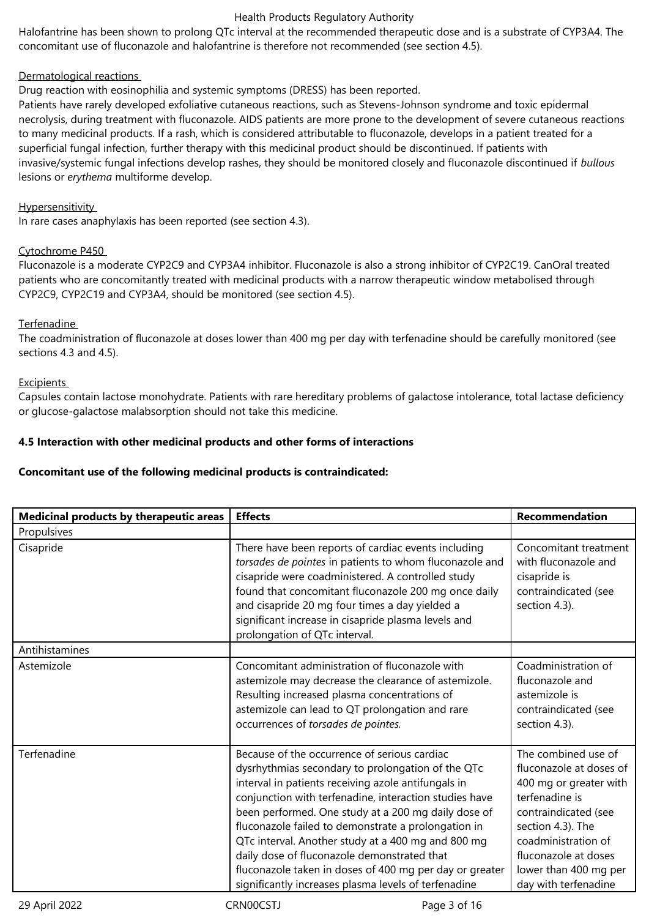Halofantrine has been shown to prolong QTc interval at the recommended therapeutic dose and is a substrate of CYP3A4. The concomitant use of fluconazole and halofantrine is therefore not recommended (see section 4.5).

Dermatological reactions

Drug reaction with eosinophilia and systemic symptoms (DRESS) has been reported.
Patients have rarely developed exfoliative cutaneous reactions, such as Stevens-Johnson syndrome and toxic epidermal necrolysis, during treatment with fluconazole. AIDS patients are more prone to the development of severe cutaneous reactions to many medicinal products. If a rash, which is considered attributable to fluconazole, develops in a patient treated for a superficial fungal infection, further therapy with this medicinal product should be discontinued. If patients with invasive/systemic fungal infections develop rashes, they should be monitored closely and fluconazole discontinued if *bullous* lesions or *erythema* multiforme develop.

Hypersensitivity

In rare cases anaphylaxis has been reported (see section 4.3).

Cytochrome P450

Fluconazole is a moderate CYP2C9 and CYP3A4 inhibitor. Fluconazole is also a strong inhibitor of CYP2C19. CanOral treated patients who are concomitantly treated with medicinal products with a narrow therapeutic window metabolised through CYP2C9, CYP2C19 and CYP3A4, should be monitored (see section 4.5).

Terfenadine

The coadministration of fluconazole at doses lower than 400 mg per day with terfenadine should be carefully monitored (see sections 4.3 and 4.5).

Excipients

Capsules contain lactose monohydrate. Patients with rare hereditary problems of galactose intolerance, total lactase deficiency or glucose-galactose malabsorption should not take this medicine.

**4.5 Interaction with other medicinal products and other forms of interactions**

**Concomitant use of the following medicinal products is contraindicated:**

| Medicinal products by therapeutic areas | Effects | Recommendation |
|---|---|---|
| Propulsives | | |
| Cisapride | There have been reports of cardiac events including *torsades de pointes* in patients to whom fluconazole and cisapride were coadministered. A controlled study found that concomitant fluconazole 200 mg once daily and cisapride 20 mg four times a day yielded a significant increase in cisapride plasma levels and prolongation of QTc interval. | Concomitant treatment with fluconazole and cisapride is contraindicated (see section 4.3). |
| Antihistamines | | |
| Astemizole | Concomitant administration of fluconazole with astemizole may decrease the clearance of astemizole. Resulting increased plasma concentrations of astemizole can lead to QT prolongation and rare occurrences of *torsades de pointes.* | Coadministration of fluconazole and astemizole is contraindicated (see section 4.3). |
| Terfenadine | Because of the occurrence of serious cardiac dysrhythmias secondary to prolongation of the QTc interval in patients receiving azole antifungals in conjunction with terfenadine, interaction studies have been performed. One study at a 200 mg daily dose of fluconazole failed to demonstrate a prolongation in QTc interval. Another study at a 400 mg and 800 mg daily dose of fluconazole demonstrated that fluconazole taken in doses of 400 mg per day or greater significantly increases plasma levels of terfenadine | The combined use of fluconazole at doses of 400 mg or greater with terfenadine is contraindicated (see section 4.3). The coadministration of fluconazole at doses lower than 400 mg per day with terfenadine |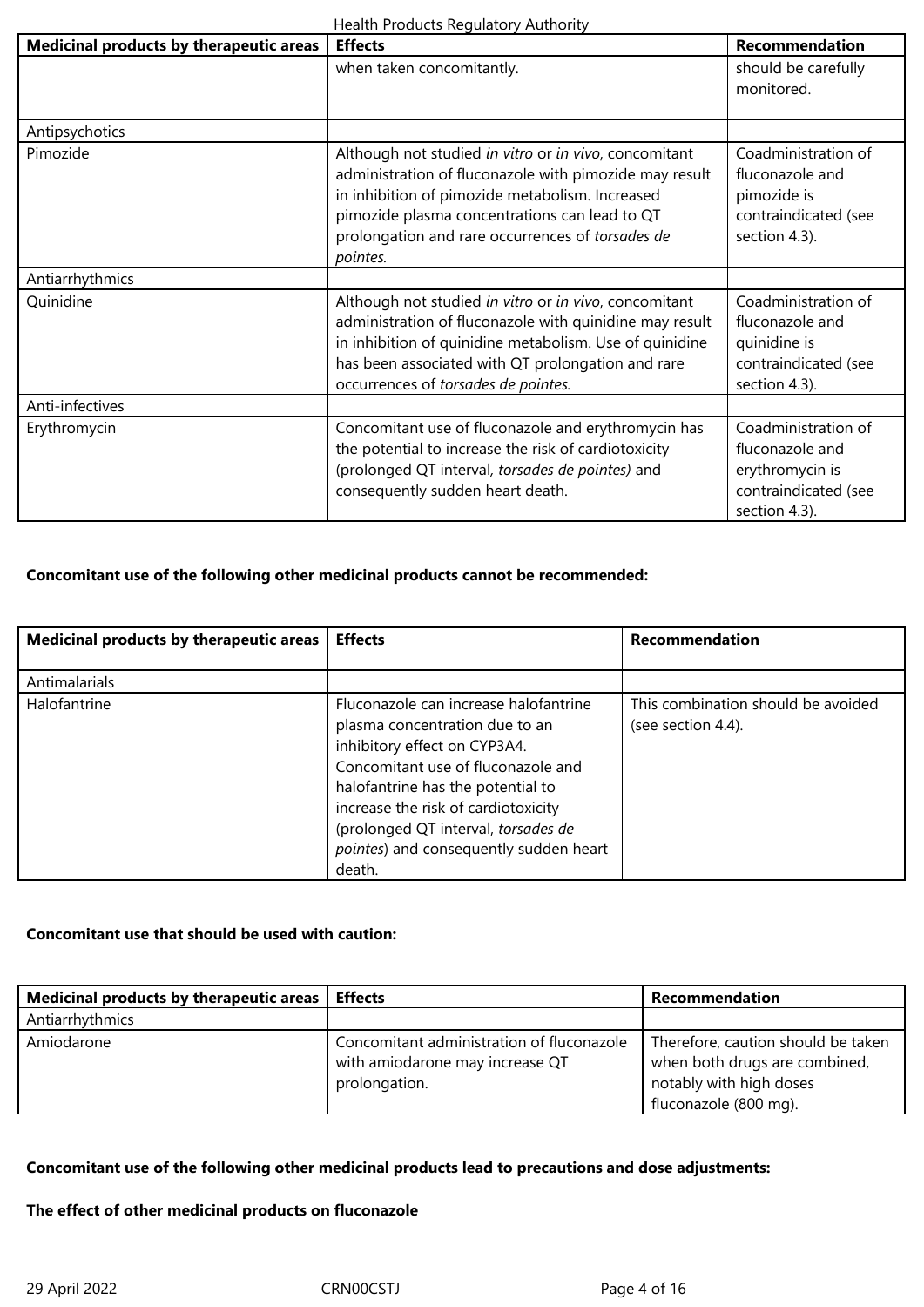| Medicinal products by therapeutic areas | Effects | Recommendation |
|---|---|---|
| | when taken concomitantly. | should be carefully monitored. |
| Antipsychotics | | |
| Pimozide | Although not studied *in vitro* or *in vivo*, concomitant administration of fluconazole with pimozide may result in inhibition of pimozide metabolism. Increased pimozide plasma concentrations can lead to QT prolongation and rare occurrences of *torsades de pointes.* | Coadministration of fluconazole and pimozide is contraindicated (see section 4.3). |
| Antiarrhythmics | | |
| Quinidine | Although not studied *in vitro* or *in vivo*, concomitant administration of fluconazole with quinidine may result in inhibition of quinidine metabolism. Use of quinidine has been associated with QT prolongation and rare occurrences of *torsades de pointes.* | Coadministration of fluconazole and quinidine is contraindicated (see section 4.3). |
| Anti-infectives | | |
| Erythromycin | Concomitant use of fluconazole and erythromycin has the potential to increase the risk of cardiotoxicity (prolonged QT interval, *torsades de pointes)* and consequently sudden heart death. | Coadministration of fluconazole and erythromycin is contraindicated (see section 4.3). |

**Concomitant use of the following other medicinal products cannot be recommended:**

| Medicinal products by therapeutic areas | Effects | Recommendation |
|---|---|---|
| Antimalarials | | |
| Halofantrine | Fluconazole can increase halofantrine plasma concentration due to an inhibitory effect on CYP3A4. Concomitant use of fluconazole and halofantrine has the potential to increase the risk of cardiotoxicity (prolonged QT interval, *torsades de pointes*) and consequently sudden heart death. | This combination should be avoided (see section 4.4). |

**Concomitant use that should be used with caution:**

| Medicinal products by therapeutic areas | Effects | Recommendation |
|---|---|---|
| Antiarrhythmics | | |
| Amiodarone | Concomitant administration of fluconazole with amiodarone may increase QT prolongation. | Therefore, caution should be taken when both drugs are combined, notably with high doses fluconazole (800 mg). |

**Concomitant use of the following other medicinal products lead to precautions and dose adjustments:**

**The effect of other medicinal products on fluconazole**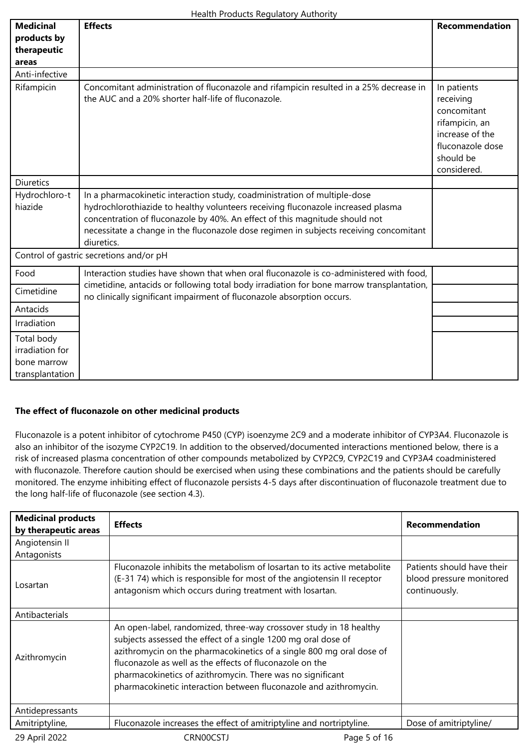| Medicinal products by therapeutic areas | Effects | Recommendation |
|---|---|---|
| Anti-infective | | |
| Rifampicin | Concomitant administration of fluconazole and rifampicin resulted in a 25% decrease in the AUC and a 20% shorter half-life of fluconazole. | In patients receiving concomitant rifampicin, an increase of the fluconazole dose should be considered. |
| Diuretics | | |
| Hydrochloro-thiazide | In a pharmacokinetic interaction study, coadministration of multiple-dose hydrochlorothiazide to healthy volunteers receiving fluconazole increased plasma concentration of fluconazole by 40%. An effect of this magnitude should not necessitate a change in the fluconazole dose regimen in subjects receiving concomitant diuretics. | |
| Control of gastric secretions and/or pH | | |
| Food | Interaction studies have shown that when oral fluconazole is co-administered with food, cimetidine, antacids or following total body irradiation for bone marrow transplantation, no clinically significant impairment of fluconazole absorption occurs. | |
| Cimetidine | | |
| Antacids | | |
| Irradiation | | |
| Total body irradiation for bone marrow transplantation | | |

**The effect of fluconazole on other medicinal products**

Fluconazole is a potent inhibitor of cytochrome P450 (CYP) isoenzyme 2C9 and a moderate inhibitor of CYP3A4. Fluconazole is also an inhibitor of the isozyme CYP2C19. In addition to the observed/documented interactions mentioned below, there is a risk of increased plasma concentration of other compounds metabolized by CYP2C9, CYP2C19 and CYP3A4 coadministered with fluconazole. Therefore caution should be exercised when using these combinations and the patients should be carefully monitored. The enzyme inhibiting effect of fluconazole persists 4-5 days after discontinuation of fluconazole treatment due to the long half-life of fluconazole (see section 4.3).

| Medicinal products by therapeutic areas | Effects | Recommendation |
|---|---|---|
| Angiotensin II Antagonists | | |
| Losartan | Fluconazole inhibits the metabolism of losartan to its active metabolite (E-31 74) which is responsible for most of the angiotensin II receptor antagonism which occurs during treatment with losartan. | Patients should have their blood pressure monitored continuously. |
| Antibacterials | | |
| Azithromycin | An open-label, randomized, three-way crossover study in 18 healthy subjects assessed the effect of a single 1200 mg oral dose of azithromycin on the pharmacokinetics of a single 800 mg oral dose of fluconazole as well as the effects of fluconazole on the pharmacokinetics of azithromycin. There was no significant pharmacokinetic interaction between fluconazole and azithromycin. | |
| Antidepressants | | |
| Amitriptyline, | Fluconazole increases the effect of amitriptyline and nortriptyline. | Dose of amitriptyline/ |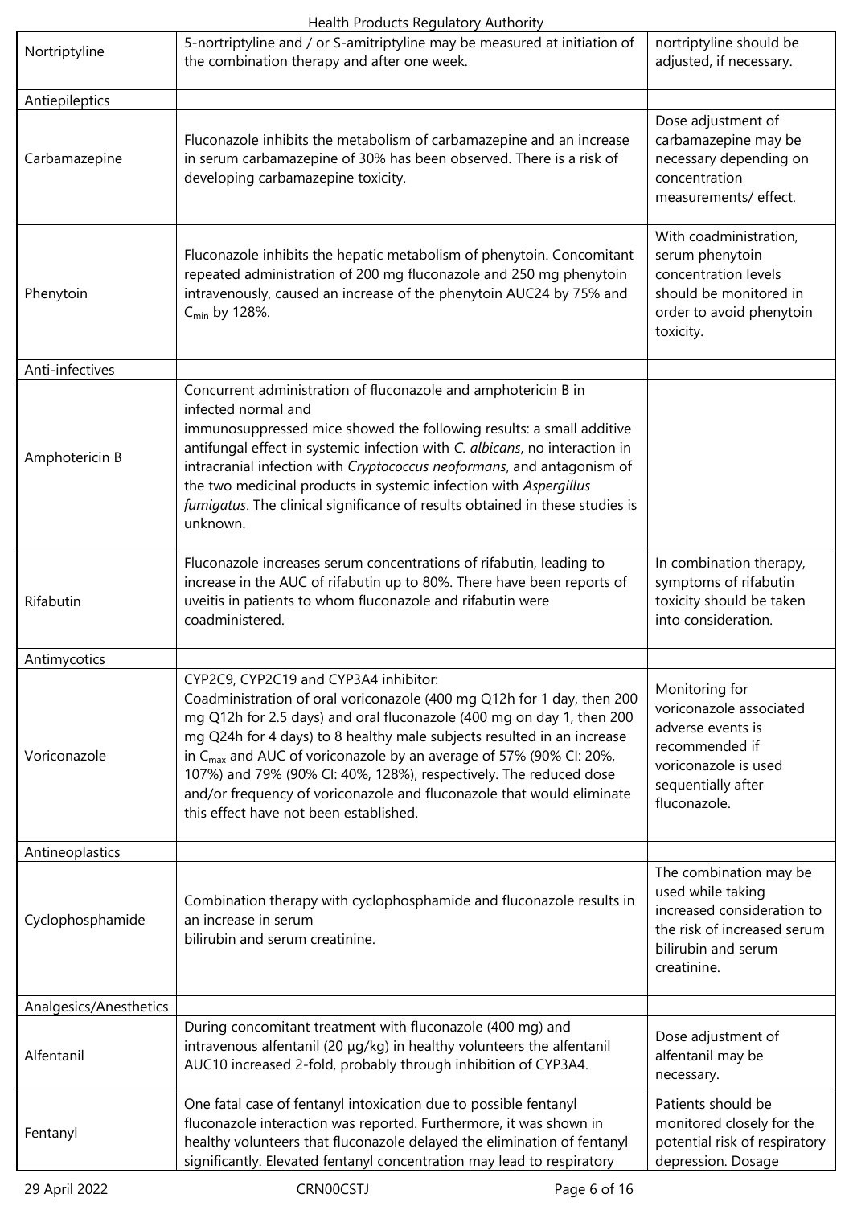| | | |
|---|---|---|
| Nortriptyline | 5-nortriptyline and / or S-amitriptyline may be measured at initiation of the combination therapy and after one week. | nortriptyline should be adjusted, if necessary. |
| Antiepileptics | | |
| Carbamazepine | Fluconazole inhibits the metabolism of carbamazepine and an increase in serum carbamazepine of 30% has been observed. There is a risk of developing carbamazepine toxicity. | Dose adjustment of carbamazepine may be necessary depending on concentration measurements/ effect. |
| Phenytoin | Fluconazole inhibits the hepatic metabolism of phenytoin. Concomitant repeated administration of 200 mg fluconazole and 250 mg phenytoin intravenously, caused an increase of the phenytoin AUC24 by 75% and $C_{min}$ by 128%. | With coadministration, serum phenytoin concentration levels should be monitored in order to avoid phenytoin toxicity. |
| Anti-infectives | | |
| Amphotericin B | Concurrent administration of fluconazole and amphotericin B in infected normal and immunosuppressed mice showed the following results: a small additive antifungal effect in systemic infection with *C. albicans*, no interaction in intracranial infection with *Cryptococcus neoformans*, and antagonism of the two medicinal products in systemic infection with *Aspergillus fumigatus*. The clinical significance of results obtained in these studies is unknown. | |
| Rifabutin | Fluconazole increases serum concentrations of rifabutin, leading to increase in the AUC of rifabutin up to 80%. There have been reports of uveitis in patients to whom fluconazole and rifabutin were coadministered. | In combination therapy, symptoms of rifabutin toxicity should be taken into consideration. |
| Antimycotics | | |
| Voriconazole | CYP2C9, CYP2C19 and CYP3A4 inhibitor: Coadministration of oral voriconazole (400 mg Q12h for 1 day, then 200 mg Q12h for 2.5 days) and oral fluconazole (400 mg on day 1, then 200 mg Q24h for 4 days) to 8 healthy male subjects resulted in an increase in $C_{max}$ and AUC of voriconazole by an average of 57% (90% CI: 20%, 107%) and 79% (90% CI: 40%, 128%), respectively. The reduced dose and/or frequency of voriconazole and fluconazole that would eliminate this effect have not been established. | Monitoring for voriconazole associated adverse events is recommended if voriconazole is used sequentially after fluconazole. |
| Antineoplastics | | |
| Cyclophosphamide | Combination therapy with cyclophosphamide and fluconazole results in an increase in serum bilirubin and serum creatinine. | The combination may be used while taking increased consideration to the risk of increased serum bilirubin and serum creatinine. |
| Analgesics/Anesthetics | | |
| Alfentanil | During concomitant treatment with fluconazole (400 mg) and intravenous alfentanil (20 µg/kg) in healthy volunteers the alfentanil AUC10 increased 2-fold, probably through inhibition of CYP3A4. | Dose adjustment of alfentanil may be necessary. |
| Fentanyl | One fatal case of fentanyl intoxication due to possible fentanyl fluconazole interaction was reported. Furthermore, it was shown in healthy volunteers that fluconazole delayed the elimination of fentanyl significantly. Elevated fentanyl concentration may lead to respiratory | Patients should be monitored closely for the potential risk of respiratory depression. Dosage |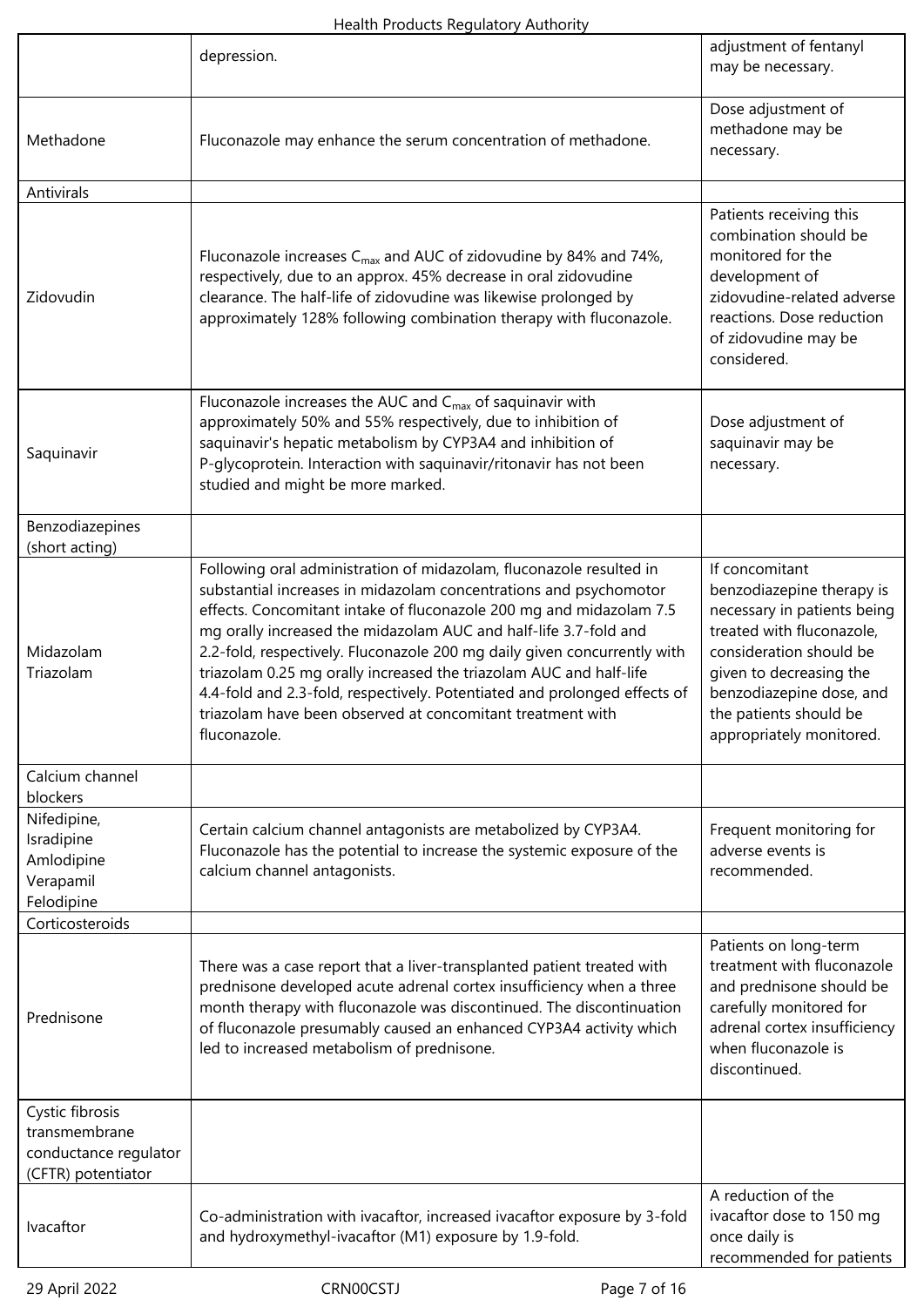| | | |
|---|---|---|
| | depression. | adjustment of fentanyl may be necessary. |
| Methadone | Fluconazole may enhance the serum concentration of methadone. | Dose adjustment of methadone may be necessary. |
| Antivirals | | |
| Zidovudin | Fluconazole increases $C_{max}$ and AUC of zidovudine by 84% and 74%, respectively, due to an approx. 45% decrease in oral zidovudine clearance. The half-life of zidovudine was likewise prolonged by approximately 128% following combination therapy with fluconazole. | Patients receiving this combination should be monitored for the development of zidovudine-related adverse reactions. Dose reduction of zidovudine may be considered. |
| Saquinavir | Fluconazole increases the AUC and $C_{max}$ of saquinavir with approximately 50% and 55% respectively, due to inhibition of saquinavir's hepatic metabolism by CYP3A4 and inhibition of P-glycoprotein. Interaction with saquinavir/ritonavir has not been studied and might be more marked. | Dose adjustment of saquinavir may be necessary. |
| Benzodiazepines (short acting) | | |
| Midazolam<br>Triazolam | Following oral administration of midazolam, fluconazole resulted in substantial increases in midazolam concentrations and psychomotor effects. Concomitant intake of fluconazole 200 mg and midazolam 7.5 mg orally increased the midazolam AUC and half-life 3.7-fold and 2.2-fold, respectively. Fluconazole 200 mg daily given concurrently with triazolam 0.25 mg orally increased the triazolam AUC and half-life 4.4-fold and 2.3-fold, respectively. Potentiated and prolonged effects of triazolam have been observed at concomitant treatment with fluconazole. | If concomitant benzodiazepine therapy is necessary in patients being treated with fluconazole, consideration should be given to decreasing the benzodiazepine dose, and the patients should be appropriately monitored. |
| Calcium channel blockers | | |
| Nifedipine,<br>Isradipine<br>Amlodipine<br>Verapamil<br>Felodipine | Certain calcium channel antagonists are metabolized by CYP3A4. Fluconazole has the potential to increase the systemic exposure of the calcium channel antagonists. | Frequent monitoring for adverse events is recommended. |
| Corticosteroids | | |
| Prednisone | There was a case report that a liver-transplanted patient treated with prednisone developed acute adrenal cortex insufficiency when a three month therapy with fluconazole was discontinued. The discontinuation of fluconazole presumably caused an enhanced CYP3A4 activity which led to increased metabolism of prednisone. | Patients on long-term treatment with fluconazole and prednisone should be carefully monitored for adrenal cortex insufficiency when fluconazole is discontinued. |
| Cystic fibrosis transmembrane conductance regulator (CFTR) potentiator | | |
| Ivacaftor | Co-administration with ivacaftor, increased ivacaftor exposure by 3-fold and hydroxymethyl-ivacaftor (M1) exposure by 1.9-fold. | A reduction of the ivacaftor dose to 150 mg once daily is recommended for patients |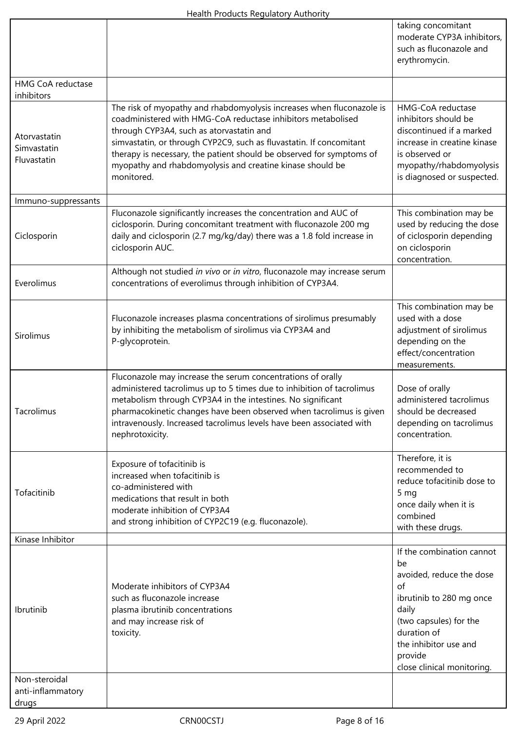| | | |
|---|---|---|
| | | taking concomitant moderate CYP3A inhibitors, such as fluconazole and erythromycin. |
| HMG CoA reductase inhibitors | | |
| Atorvastatin<br>Simvastatin<br>Fluvastatin | The risk of myopathy and rhabdomyolysis increases when fluconazole is coadministered with HMG-CoA reductase inhibitors metabolised through CYP3A4, such as atorvastatin and simvastatin, or through CYP2C9, such as fluvastatin. If concomitant therapy is necessary, the patient should be observed for symptoms of myopathy and rhabdomyolysis and creatine kinase should be monitored. | HMG-CoA reductase inhibitors should be discontinued if a marked increase in creatine kinase is observed or myopathy/rhabdomyolysis is diagnosed or suspected. |
| Immuno-suppressants | | |
| Ciclosporin | Fluconazole significantly increases the concentration and AUC of ciclosporin. During concomitant treatment with fluconazole 200 mg daily and ciclosporin (2.7 mg/kg/day) there was a 1.8 fold increase in ciclosporin AUC. | This combination may be used by reducing the dose of ciclosporin depending on ciclosporin concentration. |
| Everolimus | Although not studied *in vivo* or *in vitro*, fluconazole may increase serum concentrations of everolimus through inhibition of CYP3A4. | |
| Sirolimus | Fluconazole increases plasma concentrations of sirolimus presumably by inhibiting the metabolism of sirolimus via CYP3A4 and P-glycoprotein. | This combination may be used with a dose adjustment of sirolimus depending on the effect/concentration measurements. |
| Tacrolimus | Fluconazole may increase the serum concentrations of orally administered tacrolimus up to 5 times due to inhibition of tacrolimus metabolism through CYP3A4 in the intestines. No significant pharmacokinetic changes have been observed when tacrolimus is given intravenously. Increased tacrolimus levels have been associated with nephrotoxicity. | Dose of orally administered tacrolimus should be decreased depending on tacrolimus concentration. |
| Tofacitinib | Exposure of tofacitinib is increased when tofacitinib is co-administered with medications that result in both moderate inhibition of CYP3A4 and strong inhibition of CYP2C19 (e.g. fluconazole). | Therefore, it is recommended to reduce tofacitinib dose to 5 mg once daily when it is combined with these drugs. |
| Kinase Inhibitor | | |
| Ibrutinib | Moderate inhibitors of CYP3A4 such as fluconazole increase plasma ibrutinib concentrations and may increase risk of toxicity. | If the combination cannot be avoided, reduce the dose of ibrutinib to 280 mg once daily (two capsules) for the duration of the inhibitor use and provide close clinical monitoring. |
| Non-steroidal anti-inflammatory drugs | | |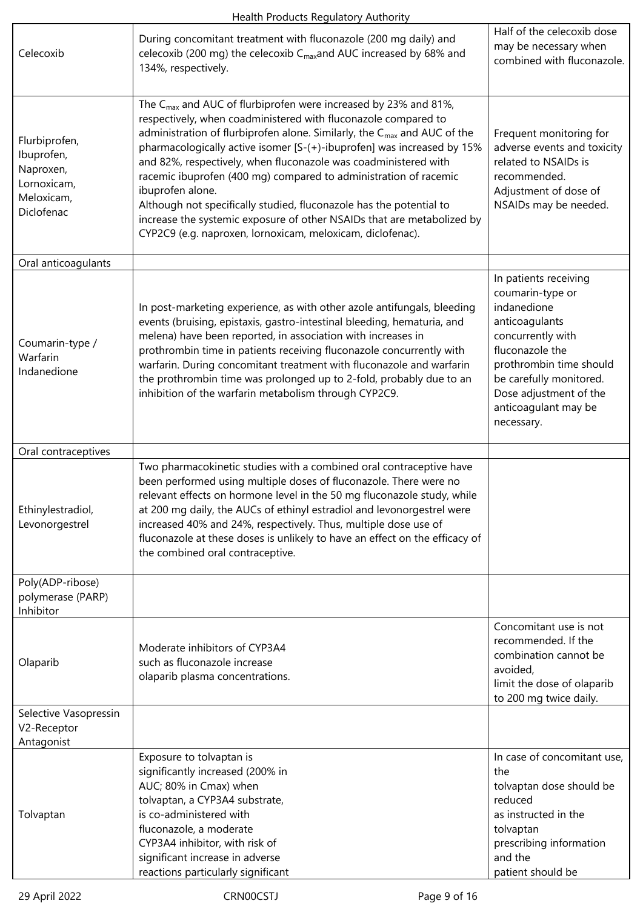| | | |
|---|---|---|
| Celecoxib | During concomitant treatment with fluconazole (200 mg daily) and celecoxib (200 mg) the celecoxib $C_{max}$and AUC increased by 68% and 134%, respectively. | Half of the celecoxib dose may be necessary when combined with fluconazole. |
| Flurbiprofen, Ibuprofen, Naproxen, Lornoxicam, Meloxicam, Diclofenac | The $C_{max}$ and AUC of flurbiprofen were increased by 23% and 81%, respectively, when coadministered with fluconazole compared to administration of flurbiprofen alone. Similarly, the $C_{max}$ and AUC of the pharmacologically active isomer [S-(+)-ibuprofen] was increased by 15% and 82%, respectively, when fluconazole was coadministered with racemic ibuprofen (400 mg) compared to administration of racemic ibuprofen alone.<br>Although not specifically studied, fluconazole has the potential to increase the systemic exposure of other NSAIDs that are metabolized by CYP2C9 (e.g. naproxen, lornoxicam, meloxicam, diclofenac). | Frequent monitoring for adverse events and toxicity related to NSAIDs is recommended.<br>Adjustment of dose of NSAIDs may be needed. |
| Oral anticoagulants | | |
| Coumarin-type / Warfarin Indanedione | In post-marketing experience, as with other azole antifungals, bleeding events (bruising, epistaxis, gastro-intestinal bleeding, hematuria, and melena) have been reported, in association with increases in prothrombin time in patients receiving fluconazole concurrently with warfarin. During concomitant treatment with fluconazole and warfarin the prothrombin time was prolonged up to 2-fold, probably due to an inhibition of the warfarin metabolism through CYP2C9. | In patients receiving coumarin-type or indanedione anticoagulants concurrently with fluconazole the prothrombin time should be carefully monitored. Dose adjustment of the anticoagulant may be necessary. |
| Oral contraceptives | | |
| Ethinylestradiol, Levonorgestrel | Two pharmacokinetic studies with a combined oral contraceptive have been performed using multiple doses of fluconazole. There were no relevant effects on hormone level in the 50 mg fluconazole study, while at 200 mg daily, the AUCs of ethinyl estradiol and levonorgestrel were increased 40% and 24%, respectively. Thus, multiple dose use of fluconazole at these doses is unlikely to have an effect on the efficacy of the combined oral contraceptive. | |
| Poly(ADP-ribose) polymerase (PARP) Inhibitor | | |
| Olaparib | Moderate inhibitors of CYP3A4 such as fluconazole increase olaparib plasma concentrations. | Concomitant use is not recommended. If the combination cannot be avoided, limit the dose of olaparib to 200 mg twice daily. |
| Selective Vasopressin V2-Receptor Antagonist | | |
| Tolvaptan | Exposure to tolvaptan is significantly increased (200% in AUC; 80% in Cmax) when tolvaptan, a CYP3A4 substrate, is co-administered with fluconazole, a moderate CYP3A4 inhibitor, with risk of significant increase in adverse reactions particularly significant | In case of concomitant use, the tolvaptan dose should be reduced as instructed in the tolvaptan prescribing information and the patient should be |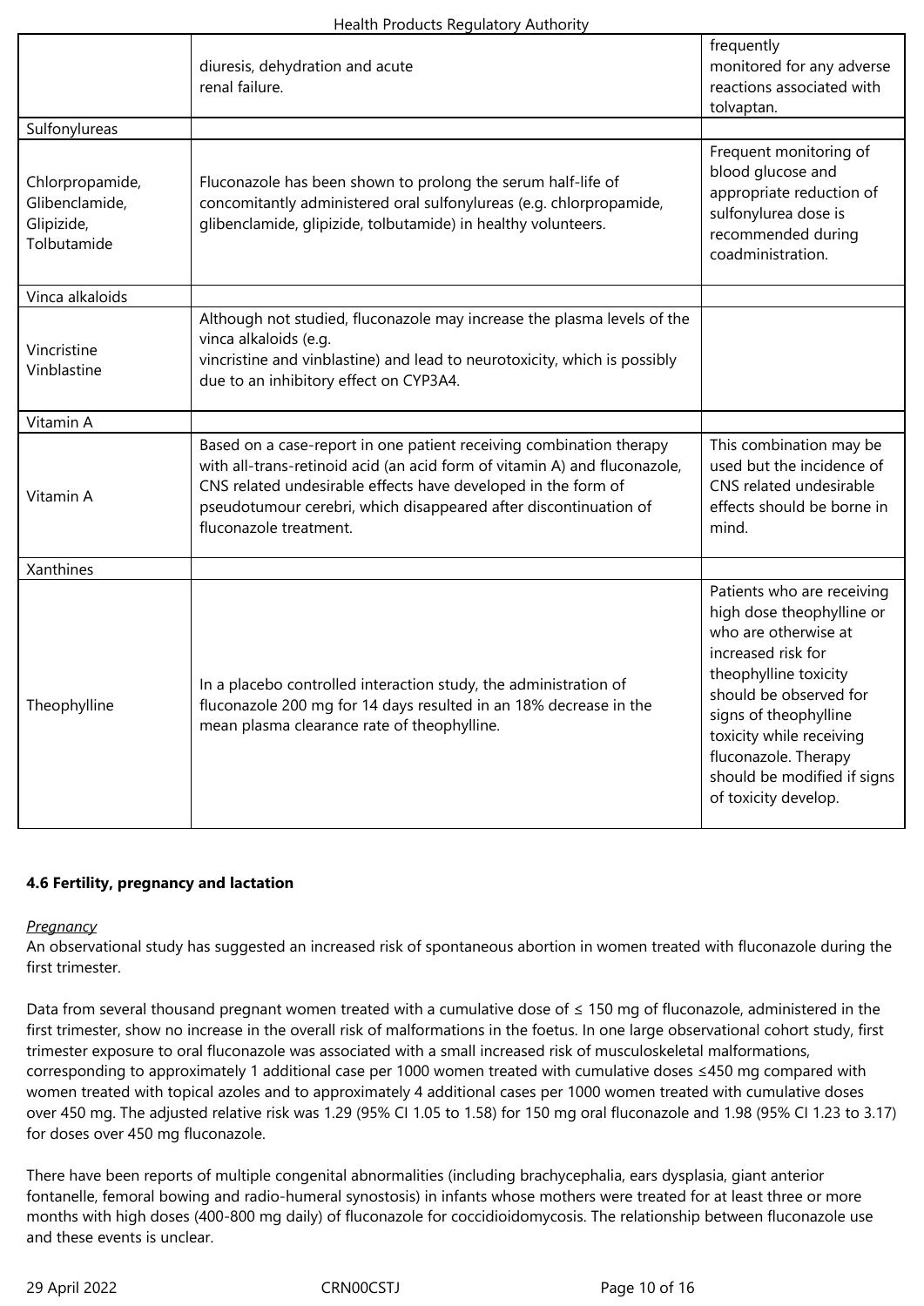| | | |
|---|---|---|
| | diuresis, dehydration and acute renal failure. | frequently monitored for any adverse reactions associated with tolvaptan. |
| Sulfonylureas | | |
| Chlorpropamide, Glibenclamide, Glipizide, Tolbutamide | Fluconazole has been shown to prolong the serum half-life of concomitantly administered oral sulfonylureas (e.g. chlorpropamide, glibenclamide, glipizide, tolbutamide) in healthy volunteers. | Frequent monitoring of blood glucose and appropriate reduction of sulfonylurea dose is recommended during coadministration. |
| Vinca alkaloids | | |
| Vincristine Vinblastine | Although not studied, fluconazole may increase the plasma levels of the vinca alkaloids (e.g. vincristine and vinblastine) and lead to neurotoxicity, which is possibly due to an inhibitory effect on CYP3A4. | |
| Vitamin A | | |
| Vitamin A | Based on a case-report in one patient receiving combination therapy with all-trans-retinoid acid (an acid form of vitamin A) and fluconazole, CNS related undesirable effects have developed in the form of pseudotumour cerebri, which disappeared after discontinuation of fluconazole treatment. | This combination may be used but the incidence of CNS related undesirable effects should be borne in mind. |
| Xanthines | | |
| Theophylline | In a placebo controlled interaction study, the administration of fluconazole 200 mg for 14 days resulted in an 18% decrease in the mean plasma clearance rate of theophylline. | Patients who are receiving high dose theophylline or who are otherwise at increased risk for theophylline toxicity should be observed for signs of theophylline toxicity while receiving fluconazole. Therapy should be modified if signs of toxicity develop. |

**4.6 Fertility, pregnancy and lactation**

*Pregnancy*

An observational study has suggested an increased risk of spontaneous abortion in women treated with fluconazole during the first trimester.

Data from several thousand pregnant women treated with a cumulative dose of ≤ 150 mg of fluconazole, administered in the first trimester, show no increase in the overall risk of malformations in the foetus. In one large observational cohort study, first trimester exposure to oral fluconazole was associated with a small increased risk of musculoskeletal malformations, corresponding to approximately 1 additional case per 1000 women treated with cumulative doses ≤450 mg compared with women treated with topical azoles and to approximately 4 additional cases per 1000 women treated with cumulative doses over 450 mg. The adjusted relative risk was 1.29 (95% CI 1.05 to 1.58) for 150 mg oral fluconazole and 1.98 (95% CI 1.23 to 3.17) for doses over 450 mg fluconazole.

There have been reports of multiple congenital abnormalities (including brachycephalia, ears dysplasia, giant anterior fontanelle, femoral bowing and radio-humeral synostosis) in infants whose mothers were treated for at least three or more months with high doses (400-800 mg daily) of fluconazole for coccidioidomycosis. The relationship between fluconazole use and these events is unclear.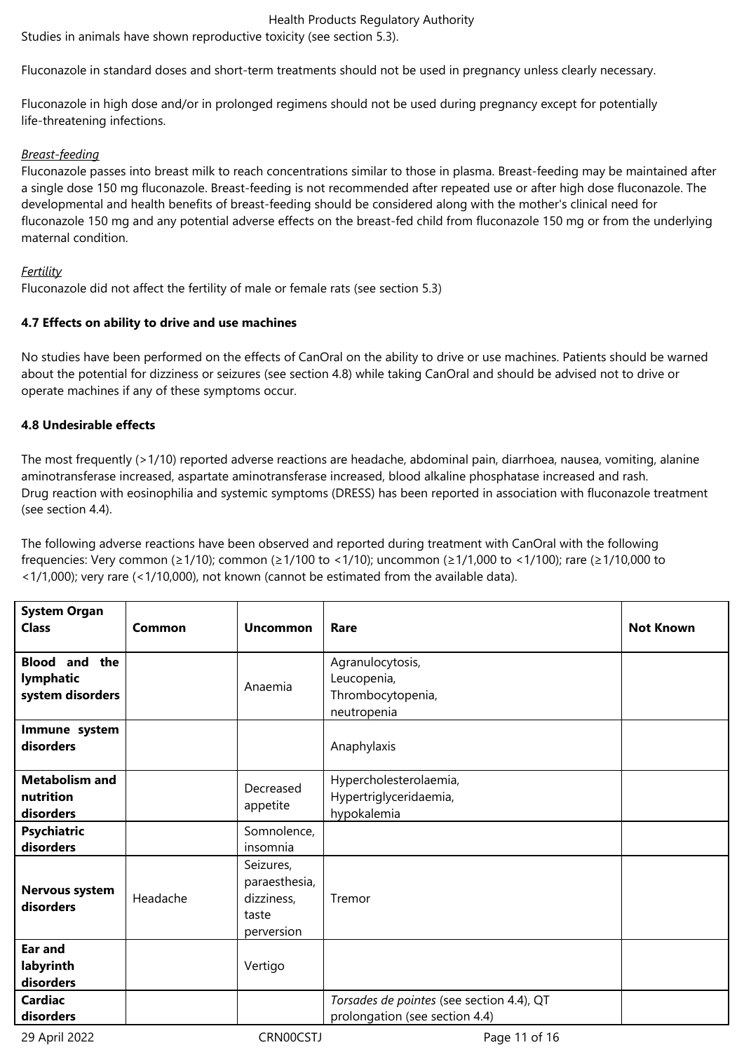Studies in animals have shown reproductive toxicity (see section 5.3).

Fluconazole in standard doses and short-term treatments should not be used in pregnancy unless clearly necessary.

Fluconazole in high dose and/or in prolonged regimens should not be used during pregnancy except for potentially life-threatening infections.

*Breast-feeding*

Fluconazole passes into breast milk to reach concentrations similar to those in plasma. Breast-feeding may be maintained after a single dose 150 mg fluconazole. Breast-feeding is not recommended after repeated use or after high dose fluconazole. The developmental and health benefits of breast-feeding should be considered along with the mother's clinical need for fluconazole 150 mg and any potential adverse effects on the breast-fed child from fluconazole 150 mg or from the underlying maternal condition.

*Fertility*

Fluconazole did not affect the fertility of male or female rats (see section 5.3)

**4.7 Effects on ability to drive and use machines**

No studies have been performed on the effects of CanOral on the ability to drive or use machines. Patients should be warned about the potential for dizziness or seizures (see section 4.8) while taking CanOral and should be advised not to drive or operate machines if any of these symptoms occur.

**4.8 Undesirable effects**

The most frequently (>1/10) reported adverse reactions are headache, abdominal pain, diarrhoea, nausea, vomiting, alanine aminotransferase increased, aspartate aminotransferase increased, blood alkaline phosphatase increased and rash.
Drug reaction with eosinophilia and systemic symptoms (DRESS) has been reported in association with fluconazole treatment (see section 4.4).

The following adverse reactions have been observed and reported during treatment with CanOral with the following frequencies: Very common (≥1/10); common (≥1/100 to <1/10); uncommon (≥1/1,000 to <1/100); rare (≥1/10,000 to <1/1,000); very rare (<1/10,000), not known (cannot be estimated from the available data).

| System Organ Class | Common | Uncommon | Rare | Not Known |
|---|---|---|---|---|
| **Blood and the lymphatic system disorders** | | Anaemia | Agranulocytosis, Leucopenia, Thrombocytopenia, neutropenia | |
| **Immune system disorders** | | | Anaphylaxis | |
| **Metabolism and nutrition disorders** | | Decreased appetite | Hypercholesterolaemia, Hypertriglyceridaemia, hypokalemia | |
| **Psychiatric disorders** | | Somnolence, insomnia | | |
| **Nervous system disorders** | Headache | Seizures, paraesthesia, dizziness, taste perversion | Tremor | |
| **Ear and labyrinth disorders** | | Vertigo | | |
| **Cardiac disorders** | | | *Torsades de pointes* (see section 4.4), QT prolongation (see section 4.4) | |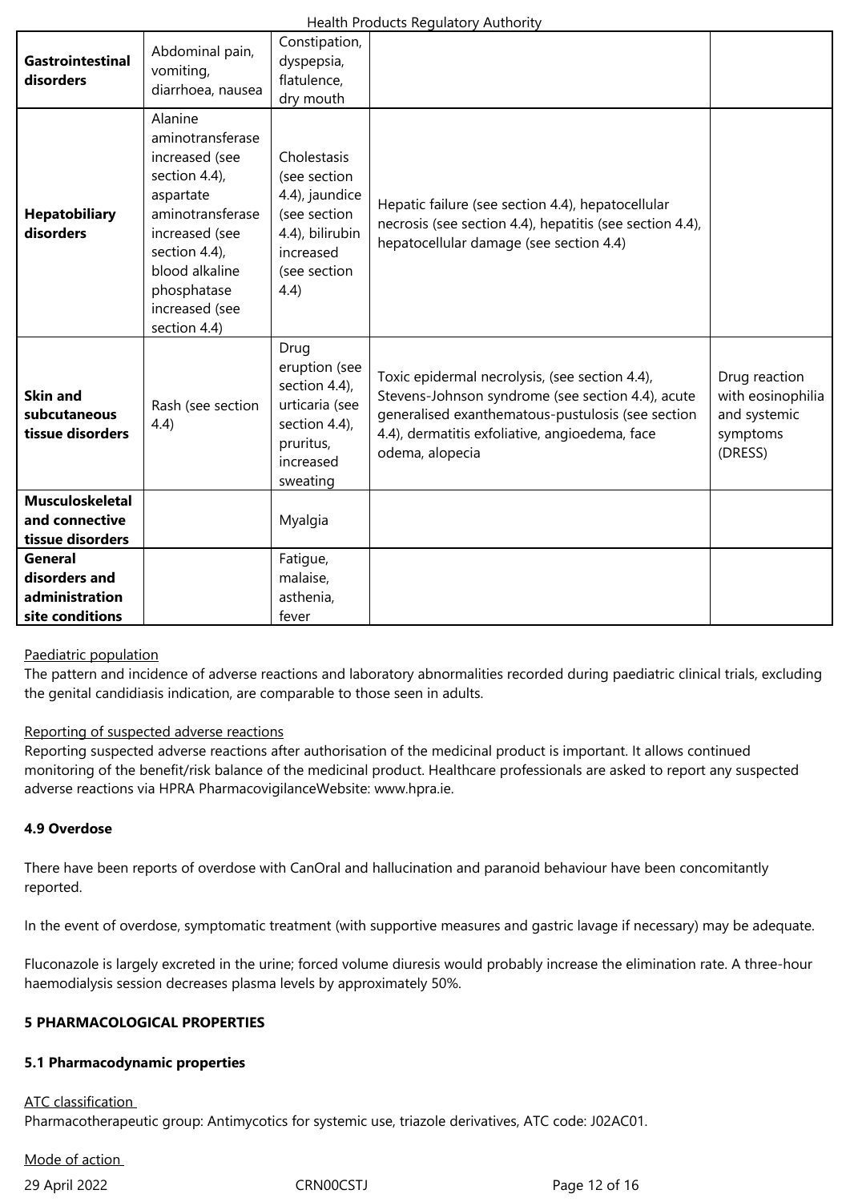| | | | | |
|---|---|---|---|---|
| **Gastrointestinal disorders** | Abdominal pain, vomiting, diarrhoea, nausea | Constipation, dyspepsia, flatulence, dry mouth | | |
| **Hepatobiliary disorders** | Alanine aminotransferase increased (see section 4.4), aspartate aminotransferase increased (see section 4.4), blood alkaline phosphatase increased (see section 4.4) | Cholestasis (see section 4.4), jaundice (see section 4.4), bilirubin increased (see section 4.4) | Hepatic failure (see section 4.4), hepatocellular necrosis (see section 4.4), hepatitis (see section 4.4), hepatocellular damage (see section 4.4) | |
| **Skin and subcutaneous tissue disorders** | Rash (see section 4.4) | Drug eruption (see section 4.4), urticaria (see section 4.4), pruritus, increased sweating | Toxic epidermal necrolysis, (see section 4.4), Stevens-Johnson syndrome (see section 4.4), acute generalised exanthematous-pustulosis (see section 4.4), dermatitis exfoliative, angioedema, face odema, alopecia | Drug reaction with eosinophilia and systemic symptoms (DRESS) |
| **Musculoskeletal and connective tissue disorders** | | Myalgia | | |
| **General disorders and administration site conditions** | | Fatigue, malaise, asthenia, fever | | |

Paediatric population

The pattern and incidence of adverse reactions and laboratory abnormalities recorded during paediatric clinical trials, excluding the genital candidiasis indication, are comparable to those seen in adults.

Reporting of suspected adverse reactions

Reporting suspected adverse reactions after authorisation of the medicinal product is important. It allows continued monitoring of the benefit/risk balance of the medicinal product. Healthcare professionals are asked to report any suspected adverse reactions via HPRA PharmacovigilanceWebsite: www.hpra.ie.

**4.9 Overdose**

There have been reports of overdose with CanOral and hallucination and paranoid behaviour have been concomitantly reported.

In the event of overdose, symptomatic treatment (with supportive measures and gastric lavage if necessary) may be adequate.

Fluconazole is largely excreted in the urine; forced volume diuresis would probably increase the elimination rate. A three-hour haemodialysis session decreases plasma levels by approximately 50%.

**5 PHARMACOLOGICAL PROPERTIES**

**5.1 Pharmacodynamic properties**

ATC classification

Pharmacotherapeutic group: Antimycotics for systemic use, triazole derivatives, ATC code: J02AC01.

Mode of action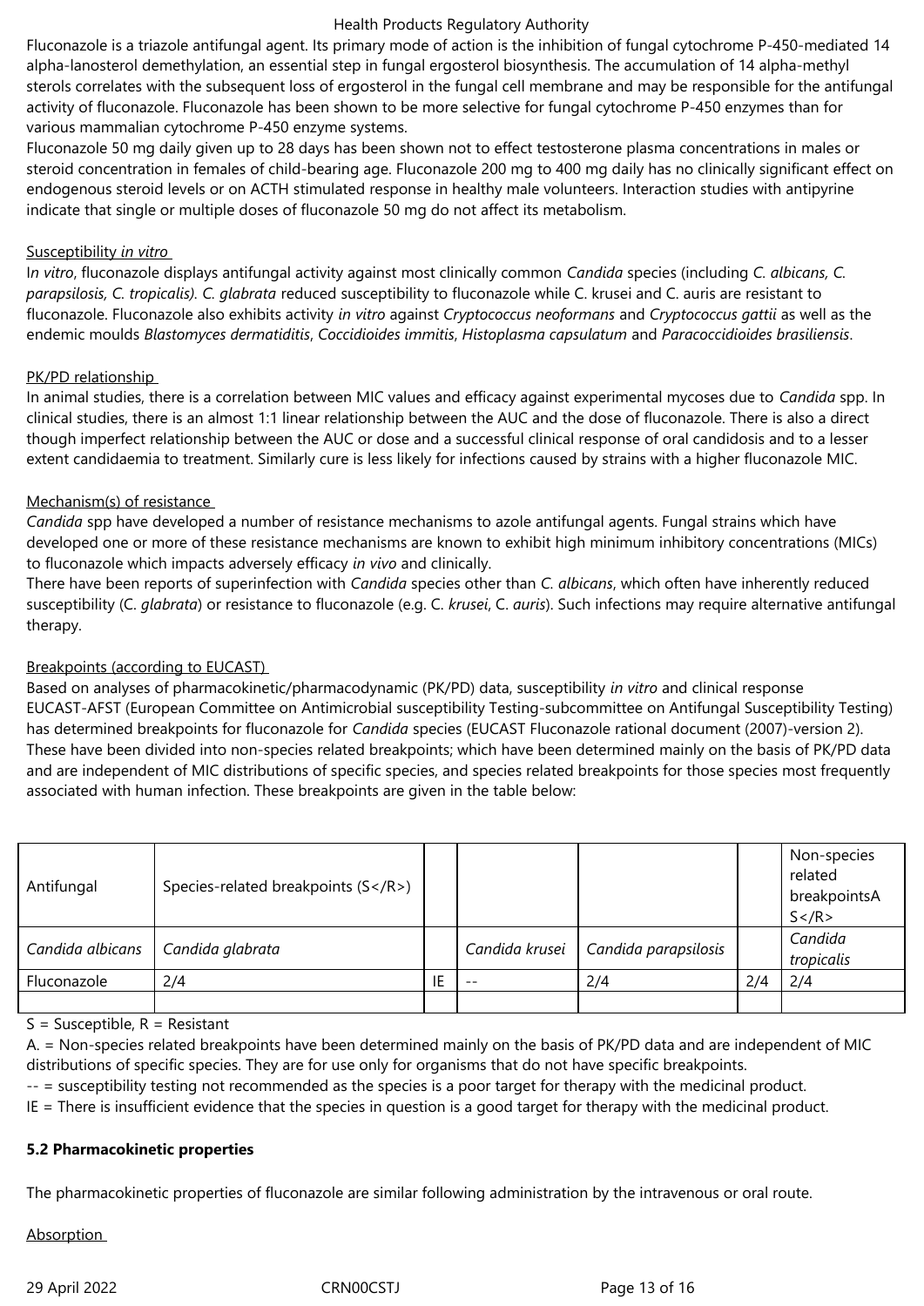Fluconazole is a triazole antifungal agent. Its primary mode of action is the inhibition of fungal cytochrome P-450-mediated 14 alpha-lanosterol demethylation, an essential step in fungal ergosterol biosynthesis. The accumulation of 14 alpha-methyl sterols correlates with the subsequent loss of ergosterol in the fungal cell membrane and may be responsible for the antifungal activity of fluconazole. Fluconazole has been shown to be more selective for fungal cytochrome P-450 enzymes than for various mammalian cytochrome P-450 enzyme systems.

Fluconazole 50 mg daily given up to 28 days has been shown not to effect testosterone plasma concentrations in males or steroid concentration in females of child-bearing age. Fluconazole 200 mg to 400 mg daily has no clinically significant effect on endogenous steroid levels or on ACTH stimulated response in healthy male volunteers. Interaction studies with antipyrine indicate that single or multiple doses of fluconazole 50 mg do not affect its metabolism.

Susceptibility *in vitro*

I*n vitro*, fluconazole displays antifungal activity against most clinically common *Candida* species (including *C. albicans, C. parapsilosis, C. tropicalis). C. glabrata* reduced susceptibility to fluconazole while C. krusei and C. auris are resistant to fluconazole. Fluconazole also exhibits activity *in vitro* against *Cryptococcus neoformans* and *Cryptococcus gattii* as well as the endemic moulds *Blastomyces dermatiditis*, *Coccidioides immitis*, *Histoplasma capsulatum* and *Paracoccidioides brasiliensis*.

PK/PD relationship

In animal studies, there is a correlation between MIC values and efficacy against experimental mycoses due to *Candida* spp. In clinical studies, there is an almost 1:1 linear relationship between the AUC and the dose of fluconazole. There is also a direct though imperfect relationship between the AUC or dose and a successful clinical response of oral candidosis and to a lesser extent candidaemia to treatment. Similarly cure is less likely for infections caused by strains with a higher fluconazole MIC.

Mechanism(s) of resistance

*Candida* spp have developed a number of resistance mechanisms to azole antifungal agents. Fungal strains which have developed one or more of these resistance mechanisms are known to exhibit high minimum inhibitory concentrations (MICs) to fluconazole which impacts adversely efficacy *in vivo* and clinically.

There have been reports of superinfection with *Candida* species other than *C. albicans*, which often have inherently reduced susceptibility (C. *glabrata*) or resistance to fluconazole (e.g. C. *krusei*, C. *auris*). Such infections may require alternative antifungal therapy.

Breakpoints (according to EUCAST)

Based on analyses of pharmacokinetic/pharmacodynamic (PK/PD) data, susceptibility *in vitro* and clinical response EUCAST-AFST (European Committee on Antimicrobial susceptibility Testing-subcommittee on Antifungal Susceptibility Testing) has determined breakpoints for fluconazole for *Candida* species (EUCAST Fluconazole rational document (2007)-version 2). These have been divided into non-species related breakpoints; which have been determined mainly on the basis of PK/PD data and are independent of MIC distributions of specific species, and species related breakpoints for those species most frequently associated with human infection. These breakpoints are given in the table below:

| Antifungal | Species-related breakpoints (S</R>) | | | | | Non-species related breakpointsA S</R> |
|---|---|---|---|---|---|---|
| *Candida albicans* | *Candida glabrata* | | *Candida krusei* | *Candida parapsilosis* | | *Candida tropicalis* |
| Fluconazole | 2/4 | IE | -- | 2/4 | 2/4 | 2/4 |
| | | | | | | |

S = Susceptible, R = Resistant

A. = Non-species related breakpoints have been determined mainly on the basis of PK/PD data and are independent of MIC distributions of specific species. They are for use only for organisms that do not have specific breakpoints.

-- = susceptibility testing not recommended as the species is a poor target for therapy with the medicinal product.

IE = There is insufficient evidence that the species in question is a good target for therapy with the medicinal product.

**5.2 Pharmacokinetic properties**

The pharmacokinetic properties of fluconazole are similar following administration by the intravenous or oral route.

Absorption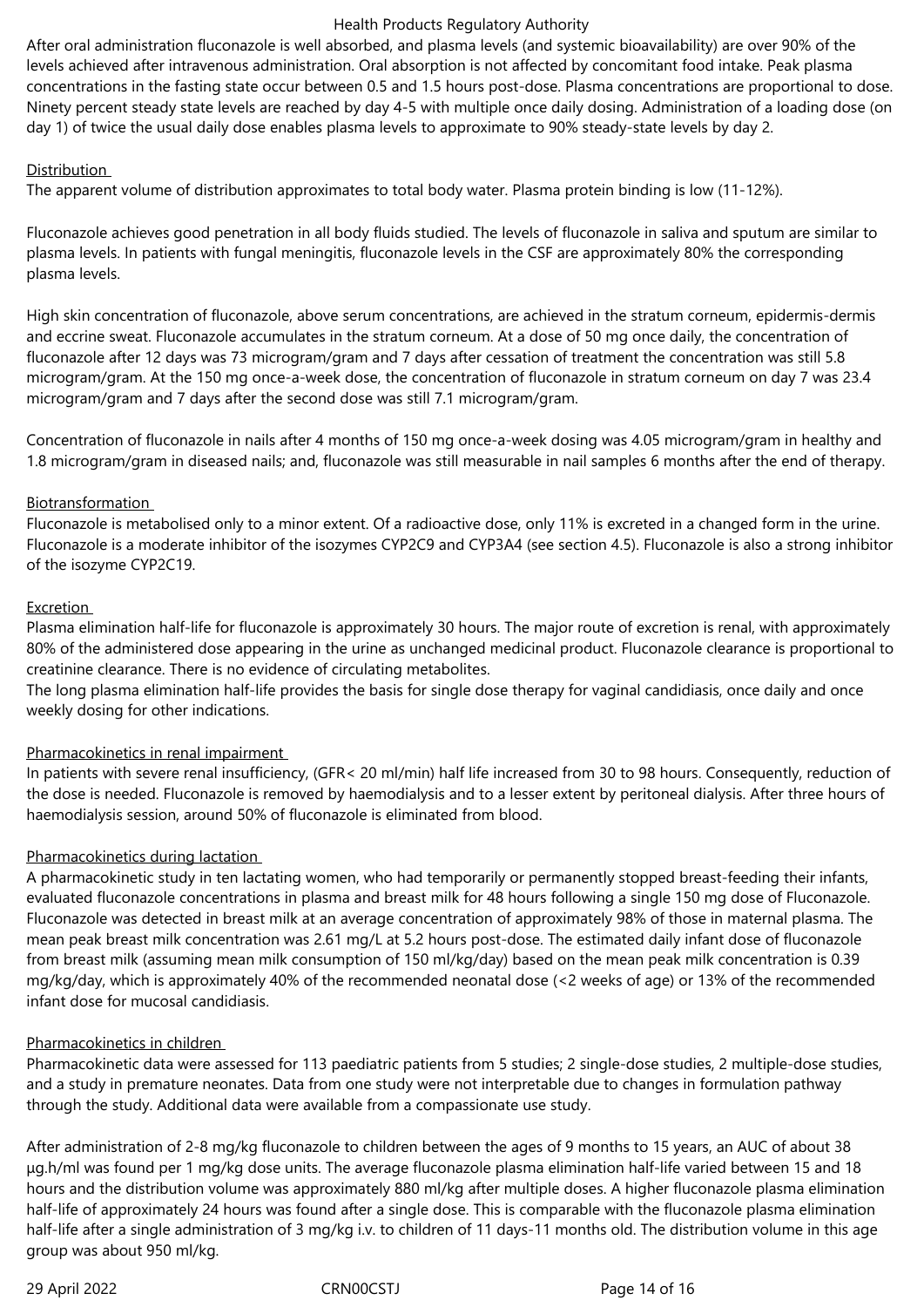After oral administration fluconazole is well absorbed, and plasma levels (and systemic bioavailability) are over 90% of the levels achieved after intravenous administration. Oral absorption is not affected by concomitant food intake. Peak plasma concentrations in the fasting state occur between 0.5 and 1.5 hours post-dose. Plasma concentrations are proportional to dose. Ninety percent steady state levels are reached by day 4-5 with multiple once daily dosing. Administration of a loading dose (on day 1) of twice the usual daily dose enables plasma levels to approximate to 90% steady-state levels by day 2.

Distribution

The apparent volume of distribution approximates to total body water. Plasma protein binding is low (11-12%).

Fluconazole achieves good penetration in all body fluids studied. The levels of fluconazole in saliva and sputum are similar to plasma levels. In patients with fungal meningitis, fluconazole levels in the CSF are approximately 80% the corresponding plasma levels.

High skin concentration of fluconazole, above serum concentrations, are achieved in the stratum corneum, epidermis-dermis and eccrine sweat. Fluconazole accumulates in the stratum corneum. At a dose of 50 mg once daily, the concentration of fluconazole after 12 days was 73 microgram/gram and 7 days after cessation of treatment the concentration was still 5.8 microgram/gram. At the 150 mg once-a-week dose, the concentration of fluconazole in stratum corneum on day 7 was 23.4 microgram/gram and 7 days after the second dose was still 7.1 microgram/gram.

Concentration of fluconazole in nails after 4 months of 150 mg once-a-week dosing was 4.05 microgram/gram in healthy and 1.8 microgram/gram in diseased nails; and, fluconazole was still measurable in nail samples 6 months after the end of therapy.

Biotransformation

Fluconazole is metabolised only to a minor extent. Of a radioactive dose, only 11% is excreted in a changed form in the urine. Fluconazole is a moderate inhibitor of the isozymes CYP2C9 and CYP3A4 (see section 4.5). Fluconazole is also a strong inhibitor of the isozyme CYP2C19.

Excretion

Plasma elimination half-life for fluconazole is approximately 30 hours. The major route of excretion is renal, with approximately 80% of the administered dose appearing in the urine as unchanged medicinal product. Fluconazole clearance is proportional to creatinine clearance. There is no evidence of circulating metabolites.
The long plasma elimination half-life provides the basis for single dose therapy for vaginal candidiasis, once daily and once weekly dosing for other indications.

Pharmacokinetics in renal impairment

In patients with severe renal insufficiency, (GFR< 20 ml/min) half life increased from 30 to 98 hours. Consequently, reduction of the dose is needed. Fluconazole is removed by haemodialysis and to a lesser extent by peritoneal dialysis. After three hours of haemodialysis session, around 50% of fluconazole is eliminated from blood.

Pharmacokinetics during lactation

A pharmacokinetic study in ten lactating women, who had temporarily or permanently stopped breast-feeding their infants, evaluated fluconazole concentrations in plasma and breast milk for 48 hours following a single 150 mg dose of Fluconazole. Fluconazole was detected in breast milk at an average concentration of approximately 98% of those in maternal plasma. The mean peak breast milk concentration was 2.61 mg/L at 5.2 hours post-dose. The estimated daily infant dose of fluconazole from breast milk (assuming mean milk consumption of 150 ml/kg/day) based on the mean peak milk concentration is 0.39 mg/kg/day, which is approximately 40% of the recommended neonatal dose (<2 weeks of age) or 13% of the recommended infant dose for mucosal candidiasis.

Pharmacokinetics in children

Pharmacokinetic data were assessed for 113 paediatric patients from 5 studies; 2 single-dose studies, 2 multiple-dose studies, and a study in premature neonates. Data from one study were not interpretable due to changes in formulation pathway through the study. Additional data were available from a compassionate use study.

After administration of 2-8 mg/kg fluconazole to children between the ages of 9 months to 15 years, an AUC of about 38 µg.h/ml was found per 1 mg/kg dose units. The average fluconazole plasma elimination half-life varied between 15 and 18 hours and the distribution volume was approximately 880 ml/kg after multiple doses. A higher fluconazole plasma elimination half-life of approximately 24 hours was found after a single dose. This is comparable with the fluconazole plasma elimination half-life after a single administration of 3 mg/kg i.v. to children of 11 days-11 months old. The distribution volume in this age group was about 950 ml/kg.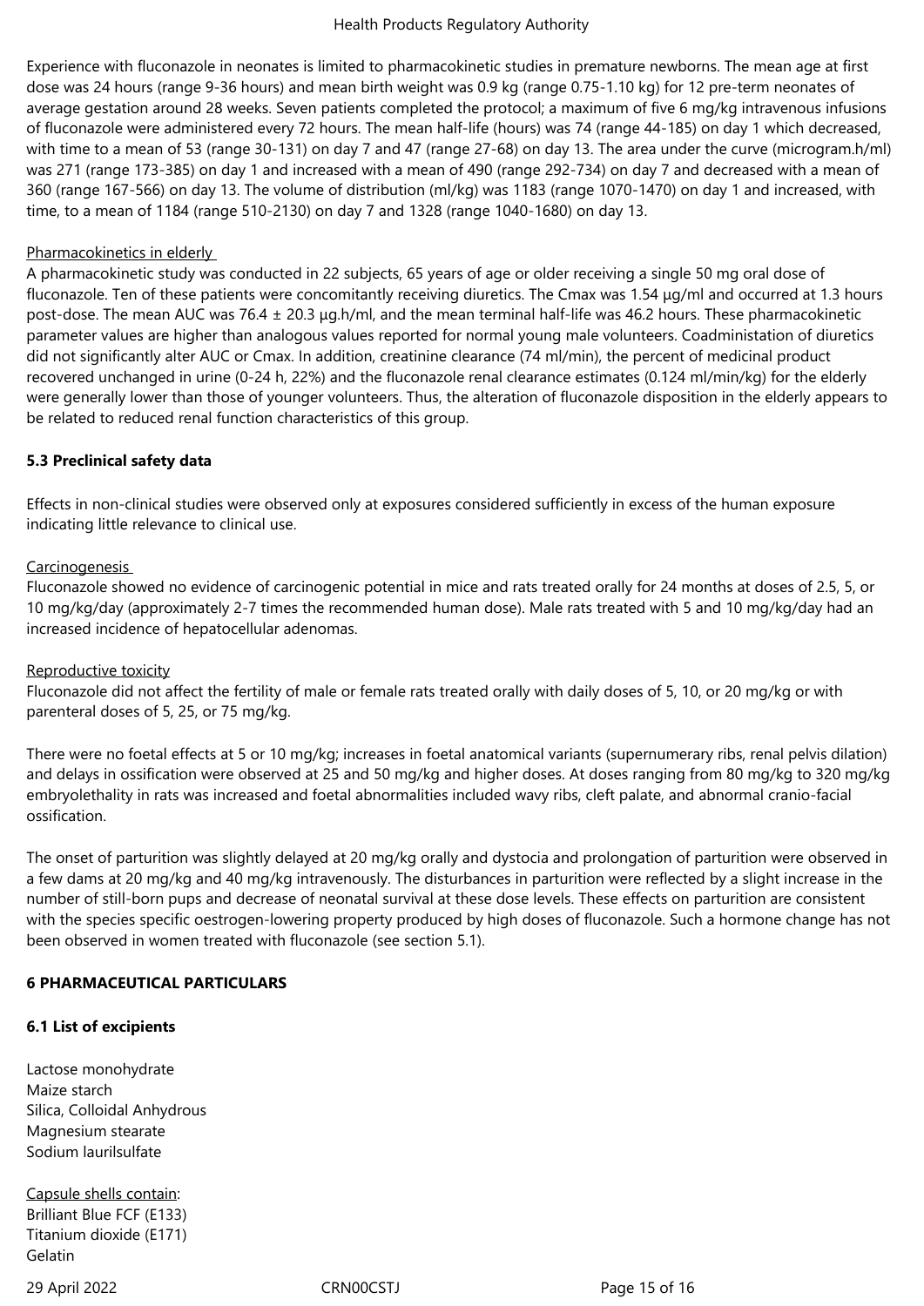Experience with fluconazole in neonates is limited to pharmacokinetic studies in premature newborns. The mean age at first dose was 24 hours (range 9-36 hours) and mean birth weight was 0.9 kg (range 0.75-1.10 kg) for 12 pre-term neonates of average gestation around 28 weeks. Seven patients completed the protocol; a maximum of five 6 mg/kg intravenous infusions of fluconazole were administered every 72 hours. The mean half-life (hours) was 74 (range 44-185) on day 1 which decreased, with time to a mean of 53 (range 30-131) on day 7 and 47 (range 27-68) on day 13. The area under the curve (microgram.h/ml) was 271 (range 173-385) on day 1 and increased with a mean of 490 (range 292-734) on day 7 and decreased with a mean of 360 (range 167-566) on day 13. The volume of distribution (ml/kg) was 1183 (range 1070-1470) on day 1 and increased, with time, to a mean of 1184 (range 510-2130) on day 7 and 1328 (range 1040-1680) on day 13.

Pharmacokinetics in elderly

A pharmacokinetic study was conducted in 22 subjects, 65 years of age or older receiving a single 50 mg oral dose of fluconazole. Ten of these patients were concomitantly receiving diuretics. The Cmax was 1.54 µg/ml and occurred at 1.3 hours post-dose. The mean AUC was 76.4 ± 20.3 µg.h/ml, and the mean terminal half-life was 46.2 hours. These pharmacokinetic parameter values are higher than analogous values reported for normal young male volunteers. Coadministation of diuretics did not significantly alter AUC or Cmax. In addition, creatinine clearance (74 ml/min), the percent of medicinal product recovered unchanged in urine (0-24 h, 22%) and the fluconazole renal clearance estimates (0.124 ml/min/kg) for the elderly were generally lower than those of younger volunteers. Thus, the alteration of fluconazole disposition in the elderly appears to be related to reduced renal function characteristics of this group.

## 5.3 Preclinical safety data

Effects in non-clinical studies were observed only at exposures considered sufficiently in excess of the human exposure indicating little relevance to clinical use.

Carcinogenesis

Fluconazole showed no evidence of carcinogenic potential in mice and rats treated orally for 24 months at doses of 2.5, 5, or 10 mg/kg/day (approximately 2-7 times the recommended human dose). Male rats treated with 5 and 10 mg/kg/day had an increased incidence of hepatocellular adenomas.

Reproductive toxicity

Fluconazole did not affect the fertility of male or female rats treated orally with daily doses of 5, 10, or 20 mg/kg or with parenteral doses of 5, 25, or 75 mg/kg.

There were no foetal effects at 5 or 10 mg/kg; increases in foetal anatomical variants (supernumerary ribs, renal pelvis dilation) and delays in ossification were observed at 25 and 50 mg/kg and higher doses. At doses ranging from 80 mg/kg to 320 mg/kg embryolethality in rats was increased and foetal abnormalities included wavy ribs, cleft palate, and abnormal cranio-facial ossification.

The onset of parturition was slightly delayed at 20 mg/kg orally and dystocia and prolongation of parturition were observed in a few dams at 20 mg/kg and 40 mg/kg intravenously. The disturbances in parturition were reflected by a slight increase in the number of still-born pups and decrease of neonatal survival at these dose levels. These effects on parturition are consistent with the species specific oestrogen-lowering property produced by high doses of fluconazole. Such a hormone change has not been observed in women treated with fluconazole (see section 5.1).

# 6 PHARMACEUTICAL PARTICULARS

## 6.1 List of excipients

Lactose monohydrate
Maize starch
Silica, Colloidal Anhydrous
Magnesium stearate
Sodium laurilsulfate

Capsule shells contain:
Brilliant Blue FCF (E133)
Titanium dioxide (E171)
Gelatin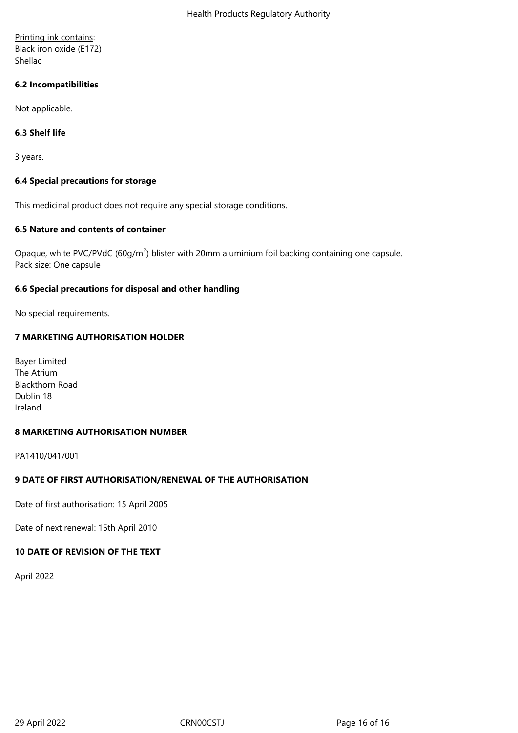Printing ink contains:
Black iron oxide (E172)
Shellac

### 6.2 Incompatibilities

Not applicable.

### 6.3 Shelf life

3 years.

### 6.4 Special precautions for storage

This medicinal product does not require any special storage conditions.

### 6.5 Nature and contents of container

Opaque, white PVC/PVdC (60g/$m^2$) blister with 20mm aluminium foil backing containing one capsule.
Pack size: One capsule

### 6.6 Special precautions for disposal and other handling

No special requirements.

## 7 MARKETING AUTHORISATION HOLDER

Bayer Limited
The Atrium
Blackthorn Road
Dublin 18
Ireland

## 8 MARKETING AUTHORISATION NUMBER

PA1410/041/001

## 9 DATE OF FIRST AUTHORISATION/RENEWAL OF THE AUTHORISATION

Date of first authorisation: 15 April 2005

Date of next renewal: 15th April 2010

## 10 DATE OF REVISION OF THE TEXT

April 2022